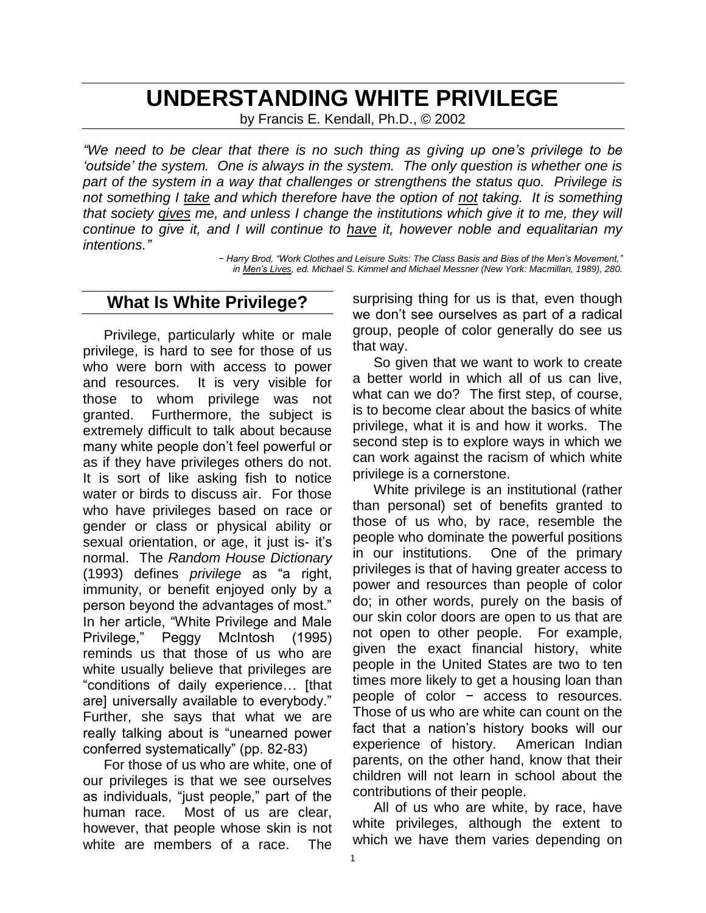# UNDERSTANDING WHITE PRIVILEGE

by Francis E. Kendall, Ph.D., © 2002

*"We need to be clear that there is no such thing as giving up one's privilege to be 'outside' the system. One is always in the system. The only question is whether one is part of the system in a way that challenges or strengthens the status quo. Privilege is not something I take and which therefore have the option of not taking. It is something that society gives me, and unless I change the institutions which give it to me, they will continue to give it, and I will continue to have it, however noble and equalitarian my intentions."*

*− Harry Brod, "Work Clothes and Leisure Suits: The Class Basis and Bias of the Men's Movement," in Men's Lives, ed. Michael S. Kimmel and Michael Messner (New York: Macmillan, 1989), 280.*

## What Is White Privilege?

Privilege, particularly white or male privilege, is hard to see for those of us who were born with access to power and resources. It is very visible for those to whom privilege was not granted. Furthermore, the subject is extremely difficult to talk about because many white people don't feel powerful or as if they have privileges others do not. It is sort of like asking fish to notice water or birds to discuss air. For those who have privileges based on race or gender or class or physical ability or sexual orientation, or age, it just is- it's normal. The *Random House Dictionary* (1993) defines *privilege* as "a right, immunity, or benefit enjoyed only by a person beyond the advantages of most." In her article, "White Privilege and Male Privilege," Peggy McIntosh (1995) reminds us that those of us who are white usually believe that privileges are "conditions of daily experience… [that are] universally available to everybody." Further, she says that what we are really talking about is "unearned power conferred systematically" (pp. 82-83)

For those of us who are white, one of our privileges is that we see ourselves as individuals, "just people," part of the human race. Most of us are clear, however, that people whose skin is not white are members of a race. The surprising thing for us is that, even though we don't see ourselves as part of a radical group, people of color generally do see us that way.

So given that we want to work to create a better world in which all of us can live, what can we do? The first step, of course, is to become clear about the basics of white privilege, what it is and how it works. The second step is to explore ways in which we can work against the racism of which white privilege is a cornerstone.

White privilege is an institutional (rather than personal) set of benefits granted to those of us who, by race, resemble the people who dominate the powerful positions in our institutions. One of the primary privileges is that of having greater access to power and resources than people of color do; in other words, purely on the basis of our skin color doors are open to us that are not open to other people. For example, given the exact financial history, white people in the United States are two to ten times more likely to get a housing loan than people of color − access to resources. Those of us who are white can count on the fact that a nation's history books will our experience of history. American Indian parents, on the other hand, know that their children will not learn in school about the contributions of their people.

All of us who are white, by race, have white privileges, although the extent to which we have them varies depending on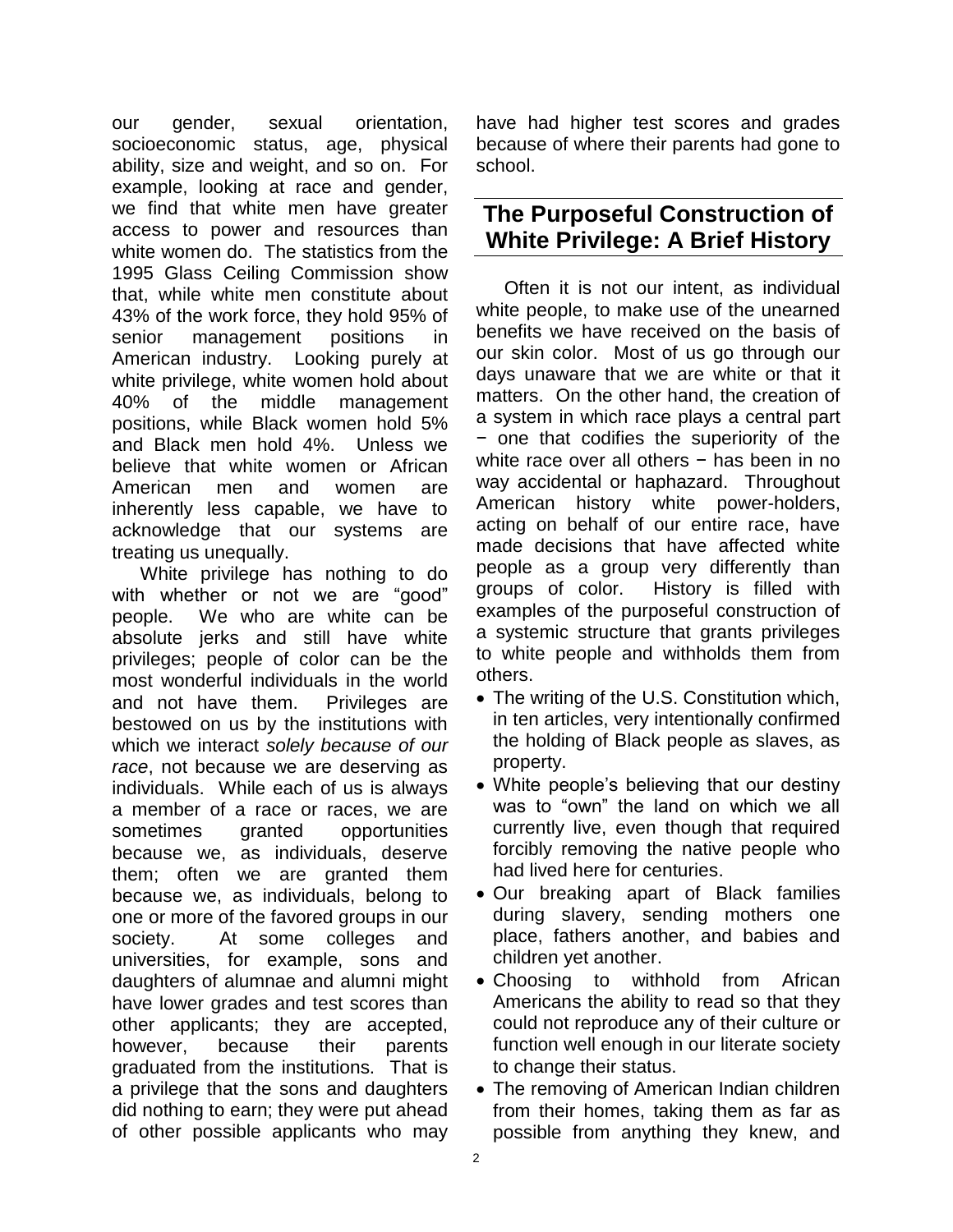our gender, sexual orientation, socioeconomic status, age, physical ability, size and weight, and so on. For example, looking at race and gender, we find that white men have greater access to power and resources than white women do. The statistics from the 1995 Glass Ceiling Commission show that, while white men constitute about 43% of the work force, they hold 95% of senior management positions in American industry. Looking purely at white privilege, white women hold about 40% of the middle management positions, while Black women hold 5% and Black men hold 4%. Unless we believe that white women or African American men and women are inherently less capable, we have to acknowledge that our systems are treating us unequally.

White privilege has nothing to do with whether or not we are "good" people. We who are white can be absolute jerks and still have white privileges; people of color can be the most wonderful individuals in the world and not have them. Privileges are bestowed on us by the institutions with which we interact *solely because of our race*, not because we are deserving as individuals. While each of us is always a member of a race or races, we are sometimes granted opportunities because we, as individuals, deserve them; often we are granted them because we, as individuals, belong to one or more of the favored groups in our society. At some colleges and universities, for example, sons and daughters of alumnae and alumni might have lower grades and test scores than other applicants; they are accepted, however, because their parents graduated from the institutions. That is a privilege that the sons and daughters did nothing to earn; they were put ahead of other possible applicants who may have had higher test scores and grades because of where their parents had gone to school.

## The Purposeful Construction of White Privilege: A Brief History

Often it is not our intent, as individual white people, to make use of the unearned benefits we have received on the basis of our skin color. Most of us go through our days unaware that we are white or that it matters. On the other hand, the creation of a system in which race plays a central part − one that codifies the superiority of the white race over all others − has been in no way accidental or haphazard. Throughout American history white power-holders, acting on behalf of our entire race, have made decisions that have affected white people as a group very differently than groups of color. History is filled with examples of the purposeful construction of a systemic structure that grants privileges to white people and withholds them from others.

- The writing of the U.S. Constitution which, in ten articles, very intentionally confirmed the holding of Black people as slaves, as property.
- White people's believing that our destiny was to "own" the land on which we all currently live, even though that required forcibly removing the native people who had lived here for centuries.
- Our breaking apart of Black families during slavery, sending mothers one place, fathers another, and babies and children yet another.
- Choosing to withhold from African Americans the ability to read so that they could not reproduce any of their culture or function well enough in our literate society to change their status.
- The removing of American Indian children from their homes, taking them as far as possible from anything they knew, and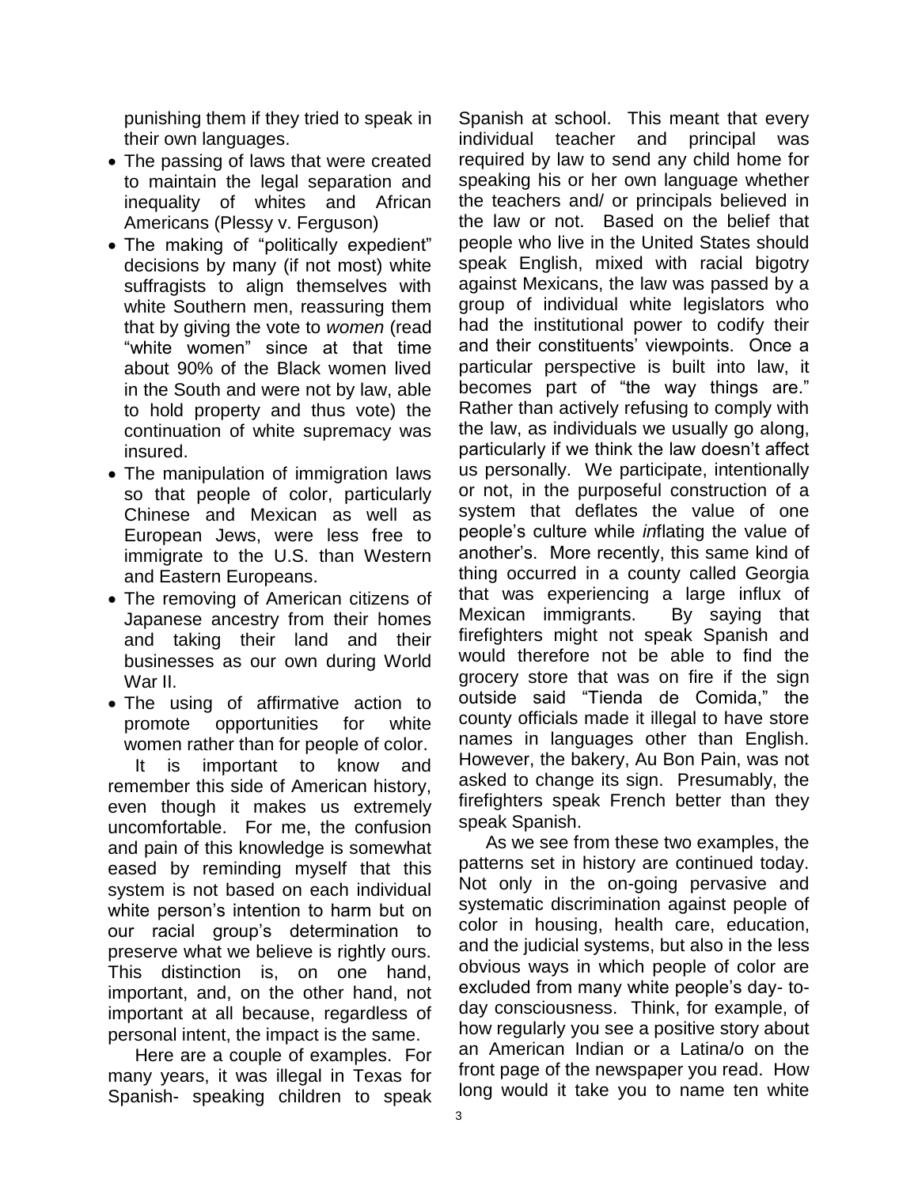punishing them if they tried to speak in their own languages.

- The passing of laws that were created to maintain the legal separation and inequality of whites and African Americans (Plessy v. Ferguson)
- The making of "politically expedient" decisions by many (if not most) white suffragists to align themselves with white Southern men, reassuring them that by giving the vote to *women* (read "white women" since at that time about 90% of the Black women lived in the South and were not by law, able to hold property and thus vote) the continuation of white supremacy was insured.
- The manipulation of immigration laws so that people of color, particularly Chinese and Mexican as well as European Jews, were less free to immigrate to the U.S. than Western and Eastern Europeans.
- The removing of American citizens of Japanese ancestry from their homes and taking their land and their businesses as our own during World War II.
- The using of affirmative action to promote opportunities for white women rather than for people of color.

It is important to know and remember this side of American history, even though it makes us extremely uncomfortable. For me, the confusion and pain of this knowledge is somewhat eased by reminding myself that this system is not based on each individual white person's intention to harm but on our racial group's determination to preserve what we believe is rightly ours. This distinction is, on one hand, important, and, on the other hand, not important at all because, regardless of personal intent, the impact is the same.

Here are a couple of examples. For many years, it was illegal in Texas for Spanish- speaking children to speak Spanish at school. This meant that every individual teacher and principal was required by law to send any child home for speaking his or her own language whether the teachers and/ or principals believed in the law or not. Based on the belief that people who live in the United States should speak English, mixed with racial bigotry against Mexicans, the law was passed by a group of individual white legislators who had the institutional power to codify their and their constituents' viewpoints. Once a particular perspective is built into law, it becomes part of "the way things are." Rather than actively refusing to comply with the law, as individuals we usually go along, particularly if we think the law doesn't affect us personally. We participate, intentionally or not, in the purposeful construction of a system that deflates the value of one people's culture while *in*flating the value of another's. More recently, this same kind of thing occurred in a county called Georgia that was experiencing a large influx of Mexican immigrants. By saying that firefighters might not speak Spanish and would therefore not be able to find the grocery store that was on fire if the sign outside said "Tienda de Comida," the county officials made it illegal to have store names in languages other than English. However, the bakery, Au Bon Pain, was not asked to change its sign. Presumably, the firefighters speak French better than they speak Spanish.

As we see from these two examples, the patterns set in history are continued today. Not only in the on-going pervasive and systematic discrimination against people of color in housing, health care, education, and the judicial systems, but also in the less obvious ways in which people of color are excluded from many white people's day- to-day consciousness. Think, for example, of how regularly you see a positive story about an American Indian or a Latina/o on the front page of the newspaper you read. How long would it take you to name ten white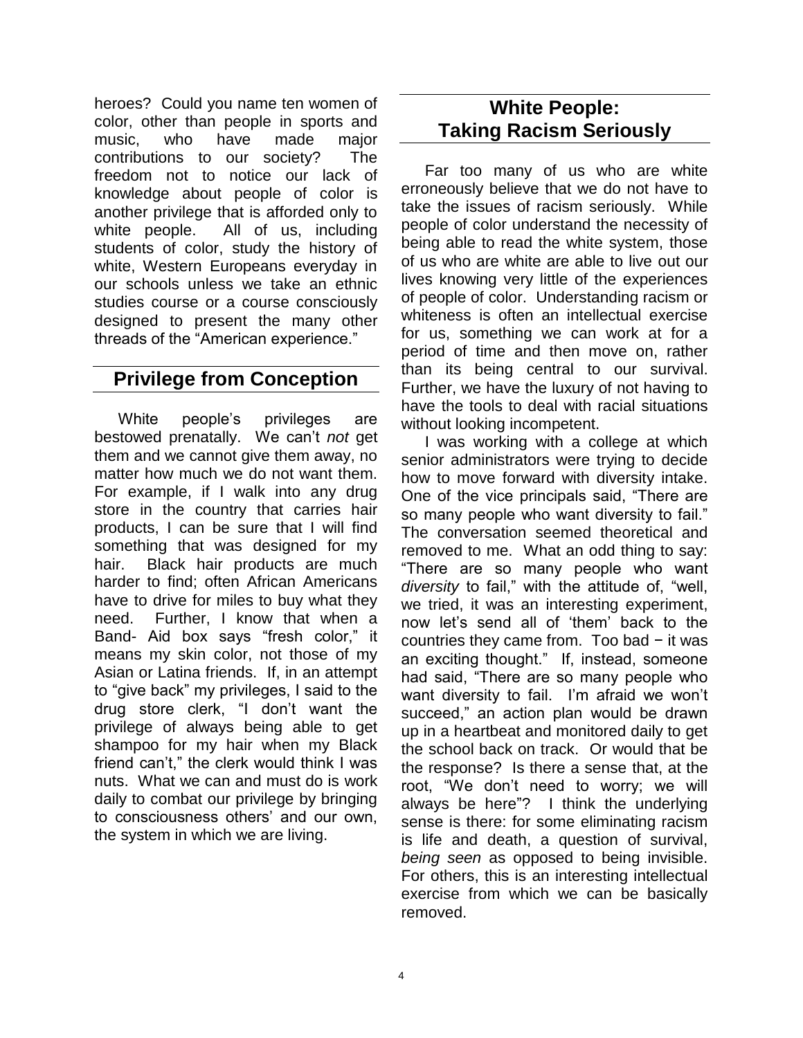heroes? Could you name ten women of color, other than people in sports and music, who have made major contributions to our society? The freedom not to notice our lack of knowledge about people of color is another privilege that is afforded only to white people. All of us, including students of color, study the history of white, Western Europeans everyday in our schools unless we take an ethnic studies course or a course consciously designed to present the many other threads of the "American experience."

## Privilege from Conception

White people's privileges are bestowed prenatally. We can't *not* get them and we cannot give them away, no matter how much we do not want them. For example, if I walk into any drug store in the country that carries hair products, I can be sure that I will find something that was designed for my hair. Black hair products are much harder to find; often African Americans have to drive for miles to buy what they need. Further, I know that when a Band- Aid box says "fresh color," it means my skin color, not those of my Asian or Latina friends. If, in an attempt to "give back" my privileges, I said to the drug store clerk, "I don't want the privilege of always being able to get shampoo for my hair when my Black friend can't," the clerk would think I was nuts. What we can and must do is work daily to combat our privilege by bringing to consciousness others' and our own, the system in which we are living.

## White People: Taking Racism Seriously

Far too many of us who are white erroneously believe that we do not have to take the issues of racism seriously. While people of color understand the necessity of being able to read the white system, those of us who are white are able to live out our lives knowing very little of the experiences of people of color. Understanding racism or whiteness is often an intellectual exercise for us, something we can work at for a period of time and then move on, rather than its being central to our survival. Further, we have the luxury of not having to have the tools to deal with racial situations without looking incompetent.

I was working with a college at which senior administrators were trying to decide how to move forward with diversity intake. One of the vice principals said, "There are so many people who want diversity to fail." The conversation seemed theoretical and removed to me. What an odd thing to say: "There are so many people who want *diversity* to fail," with the attitude of, "well, we tried, it was an interesting experiment, now let's send all of 'them' back to the countries they came from. Too bad − it was an exciting thought." If, instead, someone had said, "There are so many people who want diversity to fail. I'm afraid we won't succeed," an action plan would be drawn up in a heartbeat and monitored daily to get the school back on track. Or would that be the response? Is there a sense that, at the root, "We don't need to worry; we will always be here"? I think the underlying sense is there: for some eliminating racism is life and death, a question of survival, *being seen* as opposed to being invisible. For others, this is an interesting intellectual exercise from which we can be basically removed.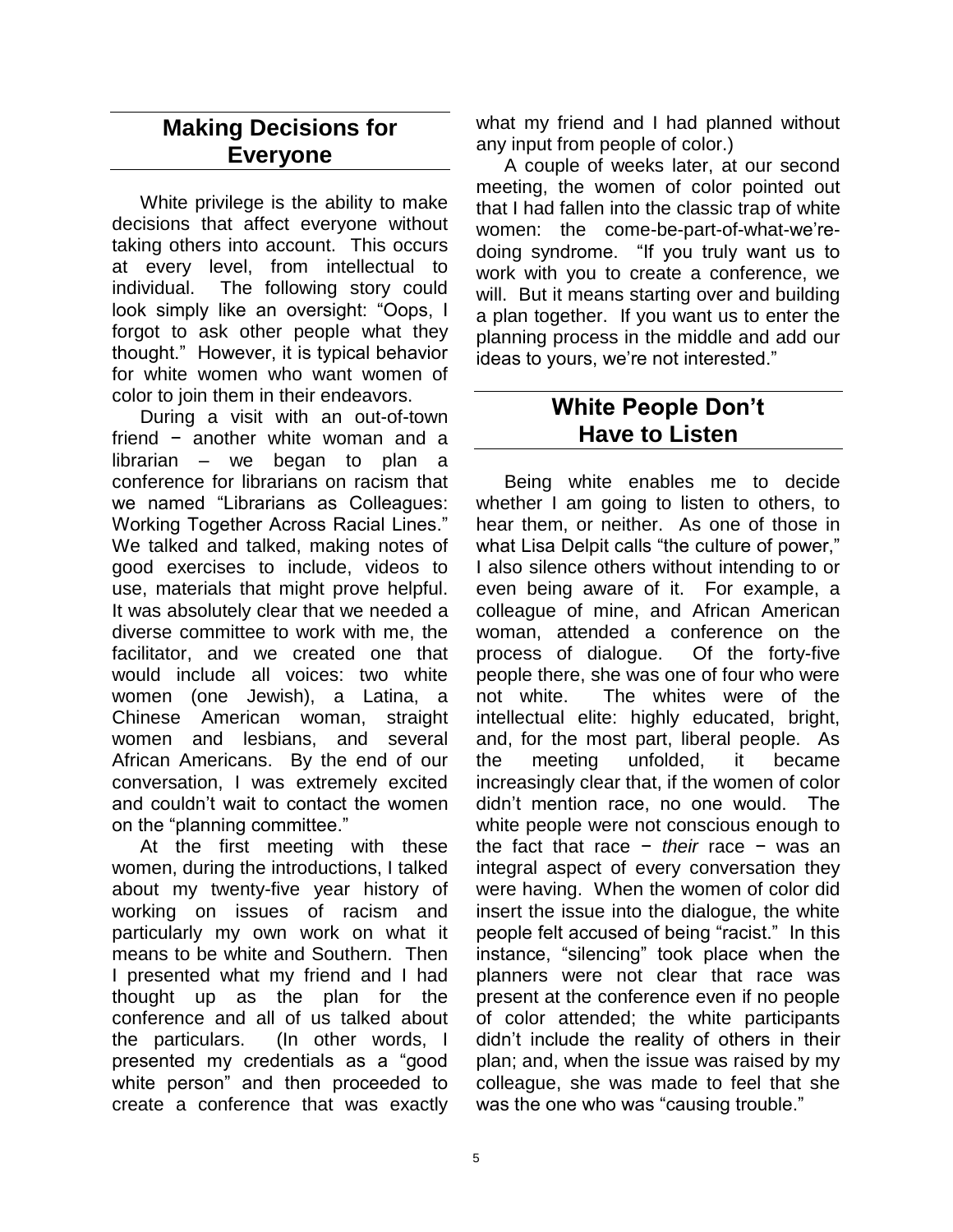## Making Decisions for Everyone

White privilege is the ability to make decisions that affect everyone without taking others into account. This occurs at every level, from intellectual to individual. The following story could look simply like an oversight: "Oops, I forgot to ask other people what they thought." However, it is typical behavior for white women who want women of color to join them in their endeavors.

During a visit with an out-of-town friend − another white woman and a librarian – we began to plan a conference for librarians on racism that we named "Librarians as Colleagues: Working Together Across Racial Lines." We talked and talked, making notes of good exercises to include, videos to use, materials that might prove helpful. It was absolutely clear that we needed a diverse committee to work with me, the facilitator, and we created one that would include all voices: two white women (one Jewish), a Latina, a Chinese American woman, straight women and lesbians, and several African Americans. By the end of our conversation, I was extremely excited and couldn't wait to contact the women on the "planning committee."

At the first meeting with these women, during the introductions, I talked about my twenty-five year history of working on issues of racism and particularly my own work on what it means to be white and Southern. Then I presented what my friend and I had thought up as the plan for the conference and all of us talked about the particulars. (In other words, I presented my credentials as a "good white person" and then proceeded to create a conference that was exactly what my friend and I had planned without any input from people of color.)

A couple of weeks later, at our second meeting, the women of color pointed out that I had fallen into the classic trap of white women: the come-be-part-of-what-we're-doing syndrome. "If you truly want us to work with you to create a conference, we will. But it means starting over and building a plan together. If you want us to enter the planning process in the middle and add our ideas to yours, we're not interested."

## White People Don't Have to Listen

Being white enables me to decide whether I am going to listen to others, to hear them, or neither. As one of those in what Lisa Delpit calls "the culture of power," I also silence others without intending to or even being aware of it. For example, a colleague of mine, and African American woman, attended a conference on the process of dialogue. Of the forty-five people there, she was one of four who were not white. The whites were of the intellectual elite: highly educated, bright, and, for the most part, liberal people. As the meeting unfolded, it became increasingly clear that, if the women of color didn't mention race, no one would. The white people were not conscious enough to the fact that race − *their* race − was an integral aspect of every conversation they were having. When the women of color did insert the issue into the dialogue, the white people felt accused of being "racist." In this instance, "silencing" took place when the planners were not clear that race was present at the conference even if no people of color attended; the white participants didn't include the reality of others in their plan; and, when the issue was raised by my colleague, she was made to feel that she was the one who was "causing trouble."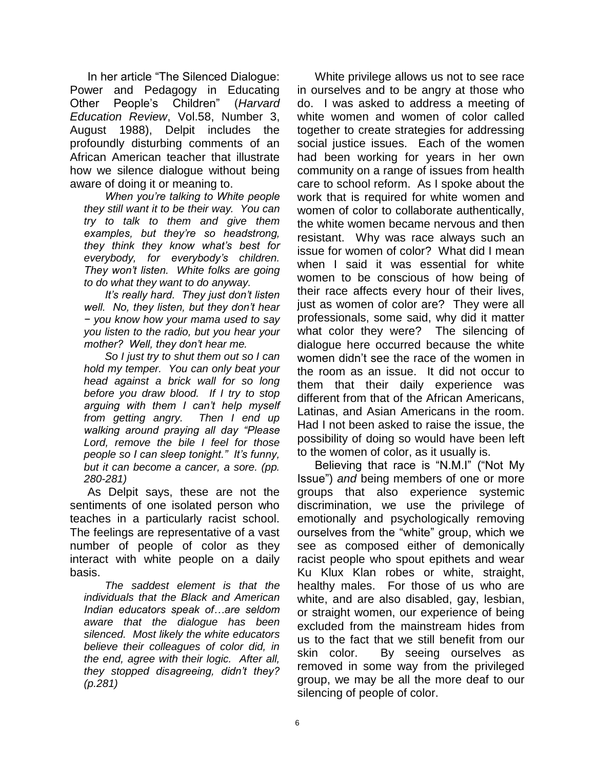In her article "The Silenced Dialogue: Power and Pedagogy in Educating Other People's Children" (*Harvard Education Review*, Vol.58, Number 3, August 1988), Delpit includes the profoundly disturbing comments of an African American teacher that illustrate how we silence dialogue without being aware of doing it or meaning to.

> *When you're talking to White people they still want it to be their way. You can try to talk to them and give them examples, but they're so headstrong, they think they know what's best for everybody, for everybody's children. They won't listen. White folks are going to do what they want to do anyway.*
>
> *It's really hard. They just don't listen well. No, they listen, but they don't hear − you know how your mama used to say you listen to the radio, but you hear your mother? Well, they don't hear me.*
>
> *So I just try to shut them out so I can hold my temper. You can only beat your head against a brick wall for so long before you draw blood. If I try to stop arguing with them I can't help myself from getting angry. Then I end up walking around praying all day "Please Lord, remove the bile I feel for those people so I can sleep tonight." It's funny, but it can become a cancer, a sore. (pp. 280-281)*

As Delpit says, these are not the sentiments of one isolated person who teaches in a particularly racist school. The feelings are representative of a vast number of people of color as they interact with white people on a daily basis.

> *The saddest element is that the individuals that the Black and American Indian educators speak of…are seldom aware that the dialogue has been silenced. Most likely the white educators believe their colleagues of color did, in the end, agree with their logic. After all, they stopped disagreeing, didn't they? (p.281)*

White privilege allows us not to see race in ourselves and to be angry at those who do. I was asked to address a meeting of white women and women of color called together to create strategies for addressing social justice issues. Each of the women had been working for years in her own community on a range of issues from health care to school reform. As I spoke about the work that is required for white women and women of color to collaborate authentically, the white women became nervous and then resistant. Why was race always such an issue for women of color? What did I mean when I said it was essential for white women to be conscious of how being of their race affects every hour of their lives, just as women of color are? They were all professionals, some said, why did it matter what color they were? The silencing of dialogue here occurred because the white women didn't see the race of the women in the room as an issue. It did not occur to them that their daily experience was different from that of the African Americans, Latinas, and Asian Americans in the room. Had I not been asked to raise the issue, the possibility of doing so would have been left to the women of color, as it usually is.

Believing that race is "N.M.I" ("Not My Issue") *and* being members of one or more groups that also experience systemic discrimination, we use the privilege of emotionally and psychologically removing ourselves from the "white" group, which we see as composed either of demonically racist people who spout epithets and wear Ku Klux Klan robes or white, straight, healthy males. For those of us who are white, and are also disabled, gay, lesbian, or straight women, our experience of being excluded from the mainstream hides from us to the fact that we still benefit from our skin color. By seeing ourselves as removed in some way from the privileged group, we may be all the more deaf to our silencing of people of color.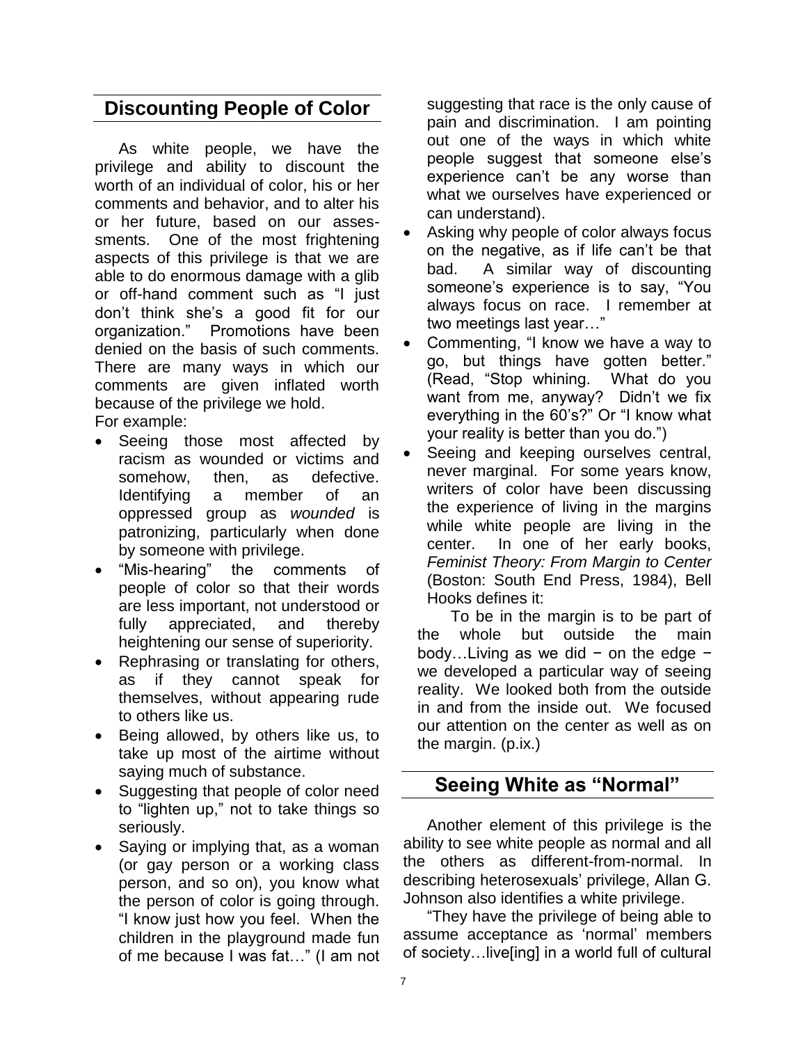## Discounting People of Color

As white people, we have the privilege and ability to discount the worth of an individual of color, his or her comments and behavior, and to alter his or her future, based on our assessments. One of the most frightening aspects of this privilege is that we are able to do enormous damage with a glib or off-hand comment such as "I just don't think she's a good fit for our organization." Promotions have been denied on the basis of such comments. There are many ways in which our comments are given inflated worth because of the privilege we hold.

For example:

- Seeing those most affected by racism as wounded or victims and somehow, then, as defective. Identifying a member of an oppressed group as *wounded* is patronizing, particularly when done by someone with privilege.
- "Mis-hearing" the comments of people of color so that their words are less important, not understood or fully appreciated, and thereby heightening our sense of superiority.
- Rephrasing or translating for others, as if they cannot speak for themselves, without appearing rude to others like us.
- Being allowed, by others like us, to take up most of the airtime without saying much of substance.
- Suggesting that people of color need to "lighten up," not to take things so seriously.
- Saying or implying that, as a woman (or gay person or a working class person, and so on), you know what the person of color is going through. "I know just how you feel. When the children in the playground made fun of me because I was fat…" (I am not suggesting that race is the only cause of pain and discrimination. I am pointing out one of the ways in which white people suggest that someone else's experience can't be any worse than what we ourselves have experienced or can understand).
- Asking why people of color always focus on the negative, as if life can't be that bad. A similar way of discounting someone's experience is to say, "You always focus on race. I remember at two meetings last year…"
- Commenting, "I know we have a way to go, but things have gotten better." (Read, "Stop whining. What do you want from me, anyway? Didn't we fix everything in the 60's?" Or "I know what your reality is better than you do.")
- Seeing and keeping ourselves central, never marginal. For some years know, writers of color have been discussing the experience of living in the margins while white people are living in the center. In one of her early books, *Feminist Theory: From Margin to Center* (Boston: South End Press, 1984), Bell Hooks defines it:

  To be in the margin is to be part of the whole but outside the main body…Living as we did − on the edge − we developed a particular way of seeing reality. We looked both from the outside in and from the inside out. We focused our attention on the center as well as on the margin. (p.ix.)

## Seeing White as "Normal"

Another element of this privilege is the ability to see white people as normal and all the others as different-from-normal. In describing heterosexuals' privilege, Allan G. Johnson also identifies a white privilege.

"They have the privilege of being able to assume acceptance as 'normal' members of society…live[ing] in a world full of cultural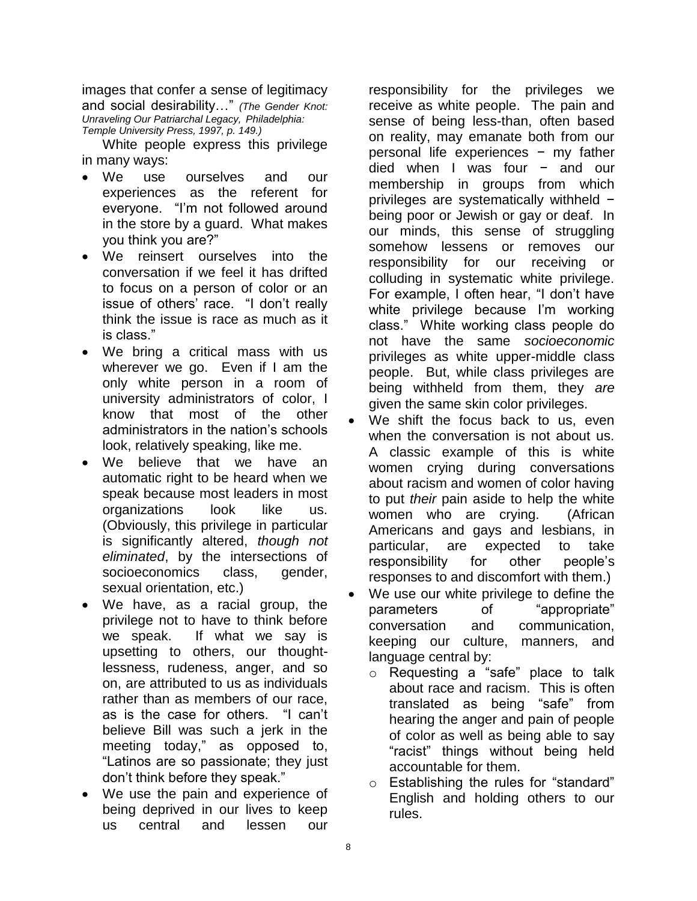images that confer a sense of legitimacy and social desirability…" *(The Gender Knot: Unraveling Our Patriarchal Legacy, Philadelphia: Temple University Press, 1997, p. 149.)*

White people express this privilege in many ways:

- We use ourselves and our experiences as the referent for everyone. "I'm not followed around in the store by a guard. What makes you think you are?"
- We reinsert ourselves into the conversation if we feel it has drifted to focus on a person of color or an issue of others' race. "I don't really think the issue is race as much as it is class."
- We bring a critical mass with us wherever we go. Even if I am the only white person in a room of university administrators of color, I know that most of the other administrators in the nation's schools look, relatively speaking, like me.
- We believe that we have an automatic right to be heard when we speak because most leaders in most organizations look like us. (Obviously, this privilege in particular is significantly altered, *though not eliminated*, by the intersections of socioeconomics class, gender, sexual orientation, etc.)
- We have, as a racial group, the privilege not to have to think before we speak. If what we say is upsetting to others, our thoughtlessness, rudeness, anger, and so on, are attributed to us as individuals rather than as members of our race, as is the case for others. "I can't believe Bill was such a jerk in the meeting today," as opposed to, "Latinos are so passionate; they just don't think before they speak."
- We use the pain and experience of being deprived in our lives to keep us central and lessen our responsibility for the privileges we receive as white people. The pain and sense of being less-than, often based on reality, may emanate both from our personal life experiences − my father died when I was four − and our membership in groups from which privileges are systematically withheld − being poor or Jewish or gay or deaf. In our minds, this sense of struggling somehow lessens or removes our responsibility for our receiving or colluding in systematic white privilege. For example, I often hear, "I don't have white privilege because I'm working class." White working class people do not have the same *socioeconomic* privileges as white upper-middle class people. But, while class privileges are being withheld from them, they *are* given the same skin color privileges.
- We shift the focus back to us, even when the conversation is not about us. A classic example of this is white women crying during conversations about racism and women of color having to put *their* pain aside to help the white women who are crying. (African Americans and gays and lesbians, in particular, are expected to take responsibility for other people's responses to and discomfort with them.)
- We use our white privilege to define the parameters of "appropriate" conversation and communication, keeping our culture, manners, and language central by:
  - Requesting a "safe" place to talk about race and racism. This is often translated as being "safe" from hearing the anger and pain of people of color as well as being able to say "racist" things without being held accountable for them.
  - Establishing the rules for "standard" English and holding others to our rules.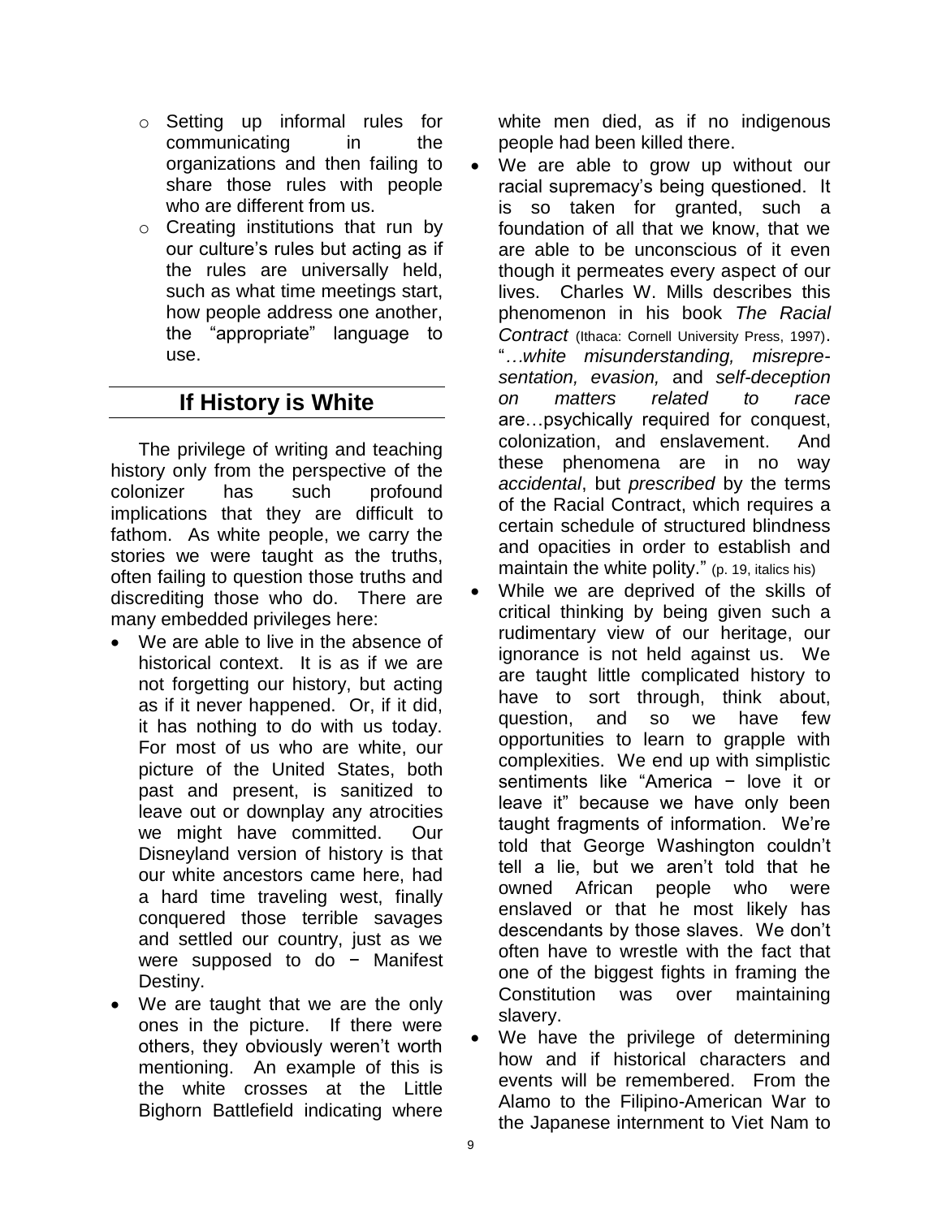- Setting up informal rules for communicating in the organizations and then failing to share those rules with people who are different from us.
- Creating institutions that run by our culture's rules but acting as if the rules are universally held, such as what time meetings start, how people address one another, the "appropriate" language to use.

## If History is White

The privilege of writing and teaching history only from the perspective of the colonizer has such profound implications that they are difficult to fathom. As white people, we carry the stories we were taught as the truths, often failing to question those truths and discrediting those who do. There are many embedded privileges here:

- We are able to live in the absence of historical context. It is as if we are not forgetting our history, but acting as if it never happened. Or, if it did, it has nothing to do with us today. For most of us who are white, our picture of the United States, both past and present, is sanitized to leave out or downplay any atrocities we might have committed. Our Disneyland version of history is that our white ancestors came here, had a hard time traveling west, finally conquered those terrible savages and settled our country, just as we were supposed to do − Manifest Destiny.
- We are taught that we are the only ones in the picture. If there were others, they obviously weren't worth mentioning. An example of this is the white crosses at the Little Bighorn Battlefield indicating where white men died, as if no indigenous people had been killed there.
- We are able to grow up without our racial supremacy's being questioned. It is so taken for granted, such a foundation of all that we know, that we are able to be unconscious of it even though it permeates every aspect of our lives. Charles W. Mills describes this phenomenon in his book *The Racial Contract* (Ithaca: Cornell University Press, 1997). "…*white misunderstanding, misrepresentation, evasion,* and *self-deception on matters related to race* are…psychically required for conquest, colonization, and enslavement. And these phenomena are in no way *accidental*, but *prescribed* by the terms of the Racial Contract, which requires a certain schedule of structured blindness and opacities in order to establish and maintain the white polity." (p. 19, italics his)
- While we are deprived of the skills of critical thinking by being given such a rudimentary view of our heritage, our ignorance is not held against us. We are taught little complicated history to have to sort through, think about, question, and so we have few opportunities to learn to grapple with complexities. We end up with simplistic sentiments like "America − love it or leave it" because we have only been taught fragments of information. We're told that George Washington couldn't tell a lie, but we aren't told that he owned African people who were enslaved or that he most likely has descendants by those slaves. We don't often have to wrestle with the fact that one of the biggest fights in framing the Constitution was over maintaining slavery.
- We have the privilege of determining how and if historical characters and events will be remembered. From the Alamo to the Filipino-American War to the Japanese internment to Viet Nam to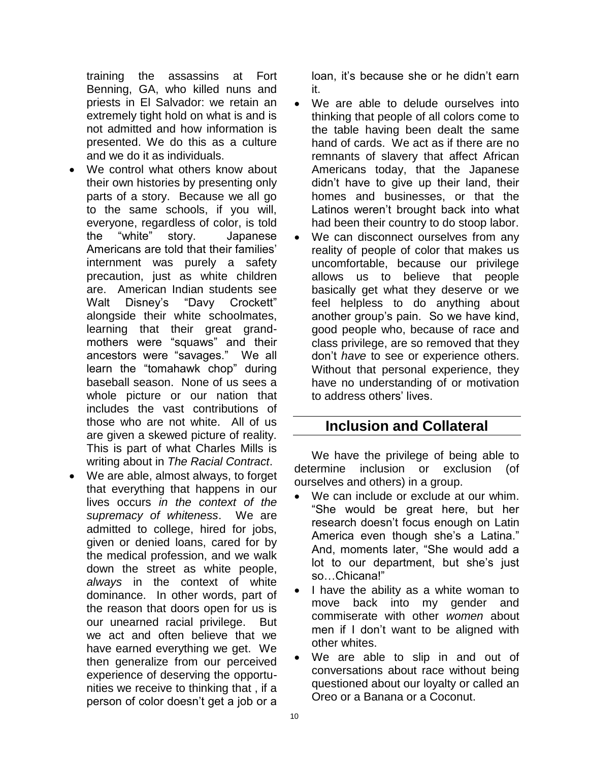training the assassins at Fort Benning, GA, who killed nuns and priests in El Salvador: we retain an extremely tight hold on what is and is not admitted and how information is presented. We do this as a culture and we do it as individuals.

- We control what others know about their own histories by presenting only parts of a story. Because we all go to the same schools, if you will, everyone, regardless of color, is told the "white" story. Japanese Americans are told that their families' internment was purely a safety precaution, just as white children are. American Indian students see Walt Disney's "Davy Crockett" alongside their white schoolmates, learning that their great grand-mothers were "squaws" and their ancestors were "savages." We all learn the "tomahawk chop" during baseball season. None of us sees a whole picture or our nation that includes the vast contributions of those who are not white. All of us are given a skewed picture of reality. This is part of what Charles Mills is writing about in *The Racial Contract*.
- We are able, almost always, to forget that everything that happens in our lives occurs *in the context of the supremacy of whiteness*. We are admitted to college, hired for jobs, given or denied loans, cared for by the medical profession, and we walk down the street as white people, *always* in the context of white dominance. In other words, part of the reason that doors open for us is our unearned racial privilege. But we act and often believe that we have earned everything we get. We then generalize from our perceived experience of deserving the opportunities we receive to thinking that , if a person of color doesn't get a job or a loan, it's because she or he didn't earn it.
- We are able to delude ourselves into thinking that people of all colors come to the table having been dealt the same hand of cards. We act as if there are no remnants of slavery that affect African Americans today, that the Japanese didn't have to give up their land, their homes and businesses, or that the Latinos weren't brought back into what had been their country to do stoop labor.
- We can disconnect ourselves from any reality of people of color that makes us uncomfortable, because our privilege allows us to believe that people basically get what they deserve or we feel helpless to do anything about another group's pain. So we have kind, good people who, because of race and class privilege, are so removed that they don't *have* to see or experience others. Without that personal experience, they have no understanding of or motivation to address others' lives.

## Inclusion and Collateral

We have the privilege of being able to determine inclusion or exclusion (of ourselves and others) in a group.

- We can include or exclude at our whim. "She would be great here, but her research doesn't focus enough on Latin America even though she's a Latina." And, moments later, "She would add a lot to our department, but she's just so…Chicana!"
- I have the ability as a white woman to move back into my gender and commiserate with other *women* about men if I don't want to be aligned with other whites.
- We are able to slip in and out of conversations about race without being questioned about our loyalty or called an Oreo or a Banana or a Coconut.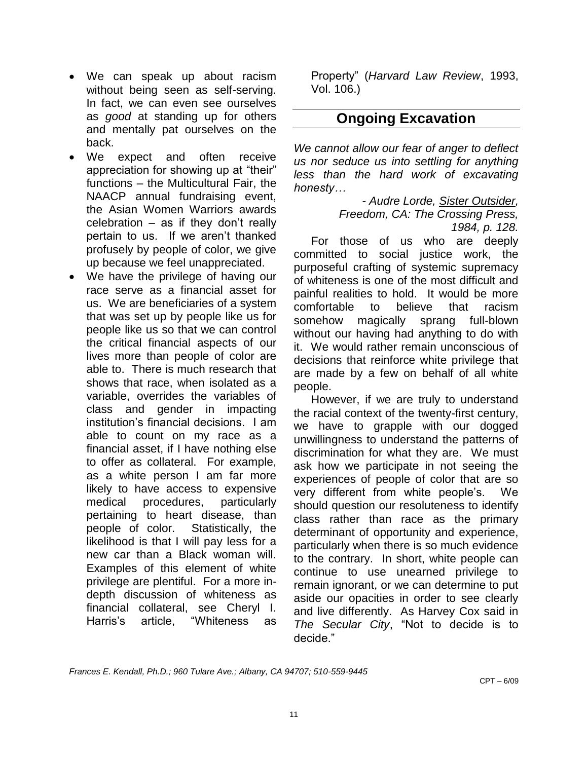- We can speak up about racism without being seen as self-serving. In fact, we can even see ourselves as *good* at standing up for others and mentally pat ourselves on the back.
- We expect and often receive appreciation for showing up at "their" functions – the Multicultural Fair, the NAACP annual fundraising event, the Asian Women Warriors awards celebration – as if they don't really pertain to us. If we aren't thanked profusely by people of color, we give up because we feel unappreciated.
- We have the privilege of having our race serve as a financial asset for us. We are beneficiaries of a system that was set up by people like us for people like us so that we can control the critical financial aspects of our lives more than people of color are able to. There is much research that shows that race, when isolated as a variable, overrides the variables of class and gender in impacting institution's financial decisions. I am able to count on my race as a financial asset, if I have nothing else to offer as collateral. For example, as a white person I am far more likely to have access to expensive medical procedures, particularly pertaining to heart disease, than people of color. Statistically, the likelihood is that I will pay less for a new car than a Black woman will. Examples of this element of white privilege are plentiful. For a more in-depth discussion of whiteness as financial collateral, see Cheryl I. Harris's article, "Whiteness as Property" (*Harvard Law Review*, 1993, Vol. 106.)

## Ongoing Excavation

*We cannot allow our fear of anger to deflect us nor seduce us into settling for anything less than the hard work of excavating honesty…*

*- Audre Lorde, Sister Outsider, Freedom, CA: The Crossing Press, 1984, p. 128.*

For those of us who are deeply committed to social justice work, the purposeful crafting of systemic supremacy of whiteness is one of the most difficult and painful realities to hold. It would be more comfortable to believe that racism somehow magically sprang full-blown without our having had anything to do with it. We would rather remain unconscious of decisions that reinforce white privilege that are made by a few on behalf of all white people.

However, if we are truly to understand the racial context of the twenty-first century, we have to grapple with our dogged unwillingness to understand the patterns of discrimination for what they are. We must ask how we participate in not seeing the experiences of people of color that are so very different from white people's. We should question our resoluteness to identify class rather than race as the primary determinant of opportunity and experience, particularly when there is so much evidence to the contrary. In short, white people can continue to use unearned privilege to remain ignorant, or we can determine to put aside our opacities in order to see clearly and live differently. As Harvey Cox said in *The Secular City*, "Not to decide is to decide."